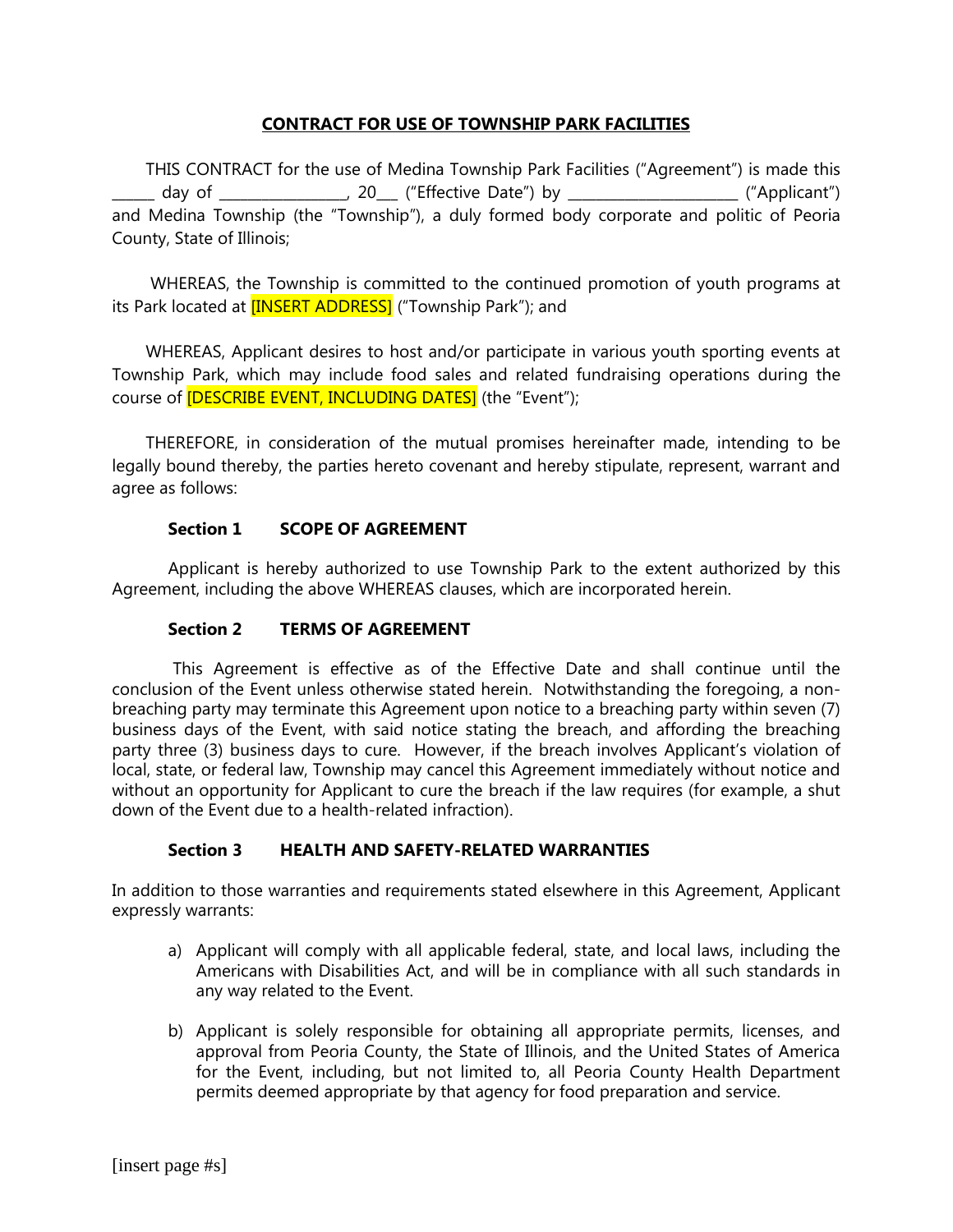# CONTRACT FOR USE OF TOWNSHIP PARK FACILITIES

THIS CONTRACT for the use of Medina Township Park Facilities ("Agreement") is made this ______ day of _________________, 20___ ("Effective Date") by _______________________ ("Applicant") and Medina Township (the "Township"), a duly formed body corporate and politic of Peoria County, State of Illinois;

WHEREAS, the Township is committed to the continued promotion of youth programs at its Park located at [INSERT ADDRESS] ("Township Park"); and

WHEREAS, Applicant desires to host and/or participate in various youth sporting events at Township Park, which may include food sales and related fundraising operations during the course of [DESCRIBE EVENT, INCLUDING DATES] (the "Event");

THEREFORE, in consideration of the mutual promises hereinafter made, intending to be legally bound thereby, the parties hereto covenant and hereby stipulate, represent, warrant and agree as follows:

## Section 1 SCOPE OF AGREEMENT

Applicant is hereby authorized to use Township Park to the extent authorized by this Agreement, including the above WHEREAS clauses, which are incorporated herein.

## Section 2 TERMS OF AGREEMENT

This Agreement is effective as of the Effective Date and shall continue until the conclusion of the Event unless otherwise stated herein. Notwithstanding the foregoing, a non-breaching party may terminate this Agreement upon notice to a breaching party within seven (7) business days of the Event, with said notice stating the breach, and affording the breaching party three (3) business days to cure. However, if the breach involves Applicant's violation of local, state, or federal law, Township may cancel this Agreement immediately without notice and without an opportunity for Applicant to cure the breach if the law requires (for example, a shut down of the Event due to a health-related infraction).

## Section 3 HEALTH AND SAFETY-RELATED WARRANTIES

In addition to those warranties and requirements stated elsewhere in this Agreement, Applicant expressly warrants:

a) Applicant will comply with all applicable federal, state, and local laws, including the Americans with Disabilities Act, and will be in compliance with all such standards in any way related to the Event.

b) Applicant is solely responsible for obtaining all appropriate permits, licenses, and approval from Peoria County, the State of Illinois, and the United States of America for the Event, including, but not limited to, all Peoria County Health Department permits deemed appropriate by that agency for food preparation and service.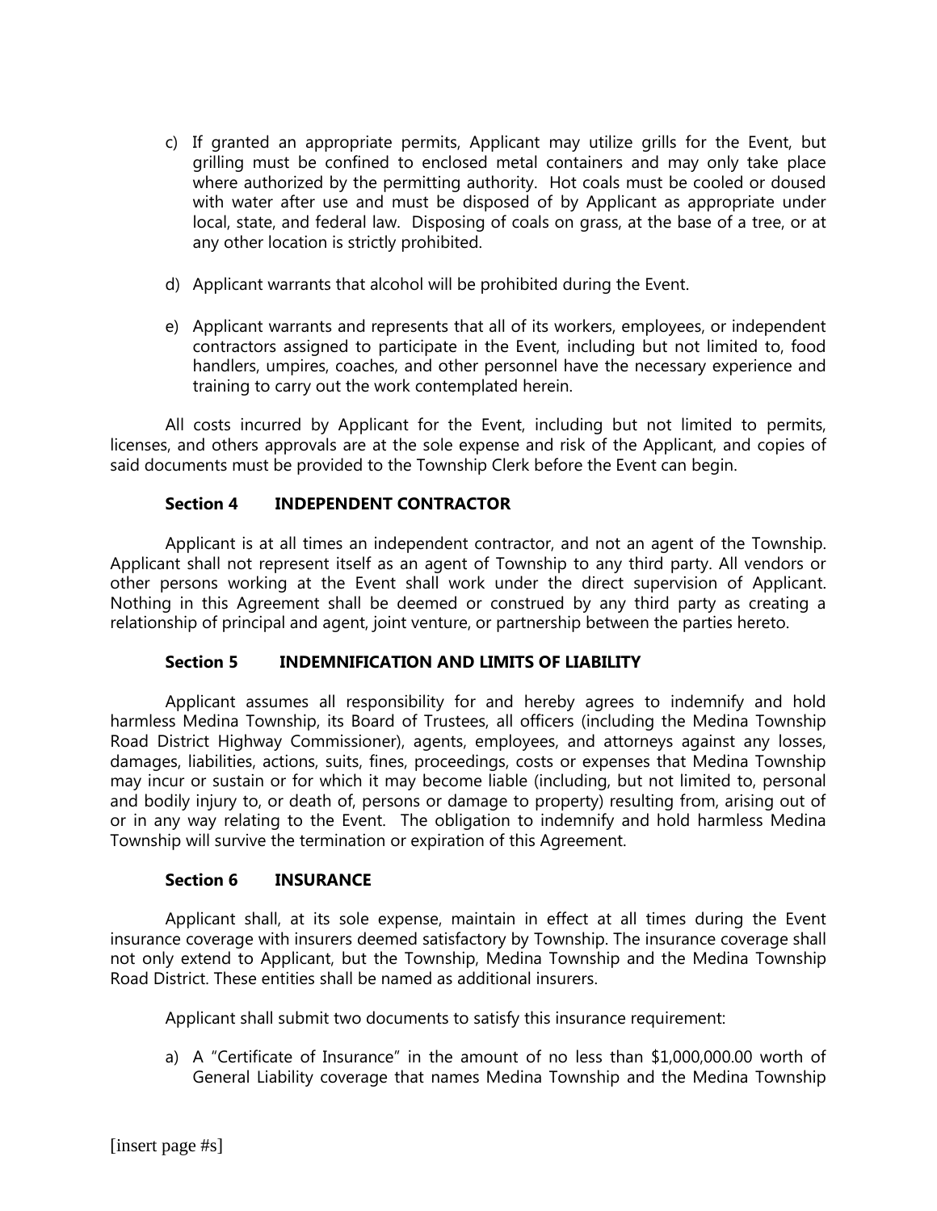c) If granted an appropriate permits, Applicant may utilize grills for the Event, but grilling must be confined to enclosed metal containers and may only take place where authorized by the permitting authority. Hot coals must be cooled or doused with water after use and must be disposed of by Applicant as appropriate under local, state, and federal law. Disposing of coals on grass, at the base of a tree, or at any other location is strictly prohibited.

d) Applicant warrants that alcohol will be prohibited during the Event.

e) Applicant warrants and represents that all of its workers, employees, or independent contractors assigned to participate in the Event, including but not limited to, food handlers, umpires, coaches, and other personnel have the necessary experience and training to carry out the work contemplated herein.

All costs incurred by Applicant for the Event, including but not limited to permits, licenses, and others approvals are at the sole expense and risk of the Applicant, and copies of said documents must be provided to the Township Clerk before the Event can begin.

**Section 4 INDEPENDENT CONTRACTOR**

Applicant is at all times an independent contractor, and not an agent of the Township. Applicant shall not represent itself as an agent of Township to any third party. All vendors or other persons working at the Event shall work under the direct supervision of Applicant. Nothing in this Agreement shall be deemed or construed by any third party as creating a relationship of principal and agent, joint venture, or partnership between the parties hereto.

**Section 5 INDEMNIFICATION AND LIMITS OF LIABILITY**

Applicant assumes all responsibility for and hereby agrees to indemnify and hold harmless Medina Township, its Board of Trustees, all officers (including the Medina Township Road District Highway Commissioner), agents, employees, and attorneys against any losses, damages, liabilities, actions, suits, fines, proceedings, costs or expenses that Medina Township may incur or sustain or for which it may become liable (including, but not limited to, personal and bodily injury to, or death of, persons or damage to property) resulting from, arising out of or in any way relating to the Event. The obligation to indemnify and hold harmless Medina Township will survive the termination or expiration of this Agreement.

**Section 6 INSURANCE**

Applicant shall, at its sole expense, maintain in effect at all times during the Event insurance coverage with insurers deemed satisfactory by Township. The insurance coverage shall not only extend to Applicant, but the Township, Medina Township and the Medina Township Road District. These entities shall be named as additional insurers.

Applicant shall submit two documents to satisfy this insurance requirement:

a) A "Certificate of Insurance" in the amount of no less than $1,000,000.00 worth of General Liability coverage that names Medina Township and the Medina Township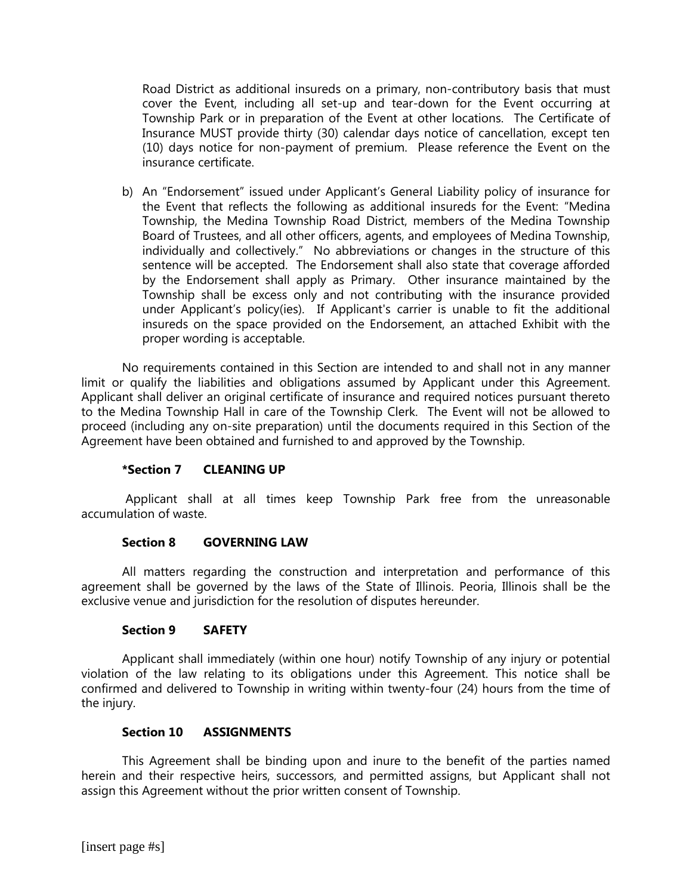Road District as additional insureds on a primary, non-contributory basis that must cover the Event, including all set-up and tear-down for the Event occurring at Township Park or in preparation of the Event at other locations. The Certificate of Insurance MUST provide thirty (30) calendar days notice of cancellation, except ten (10) days notice for non-payment of premium. Please reference the Event on the insurance certificate.

b) An "Endorsement" issued under Applicant's General Liability policy of insurance for the Event that reflects the following as additional insureds for the Event: "Medina Township, the Medina Township Road District, members of the Medina Township Board of Trustees, and all other officers, agents, and employees of Medina Township, individually and collectively." No abbreviations or changes in the structure of this sentence will be accepted. The Endorsement shall also state that coverage afforded by the Endorsement shall apply as Primary. Other insurance maintained by the Township shall be excess only and not contributing with the insurance provided under Applicant's policy(ies). If Applicant's carrier is unable to fit the additional insureds on the space provided on the Endorsement, an attached Exhibit with the proper wording is acceptable.

No requirements contained in this Section are intended to and shall not in any manner limit or qualify the liabilities and obligations assumed by Applicant under this Agreement. Applicant shall deliver an original certificate of insurance and required notices pursuant thereto to the Medina Township Hall in care of the Township Clerk. The Event will not be allowed to proceed (including any on-site preparation) until the documents required in this Section of the Agreement have been obtained and furnished to and approved by the Township.

**\*Section 7 CLEANING UP**

Applicant shall at all times keep Township Park free from the unreasonable accumulation of waste.

**Section 8 GOVERNING LAW**

All matters regarding the construction and interpretation and performance of this agreement shall be governed by the laws of the State of Illinois. Peoria, Illinois shall be the exclusive venue and jurisdiction for the resolution of disputes hereunder.

**Section 9 SAFETY**

Applicant shall immediately (within one hour) notify Township of any injury or potential violation of the law relating to its obligations under this Agreement. This notice shall be confirmed and delivered to Township in writing within twenty-four (24) hours from the time of the injury.

**Section 10 ASSIGNMENTS**

This Agreement shall be binding upon and inure to the benefit of the parties named herein and their respective heirs, successors, and permitted assigns, but Applicant shall not assign this Agreement without the prior written consent of Township.

[insert page #s]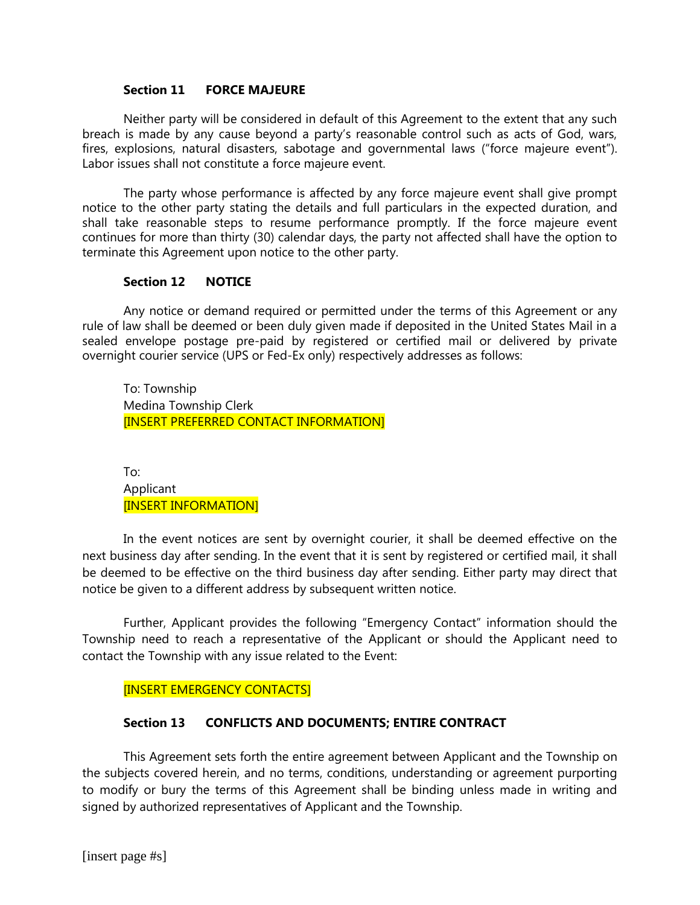**Section 11 FORCE MAJEURE**

Neither party will be considered in default of this Agreement to the extent that any such breach is made by any cause beyond a party's reasonable control such as acts of God, wars, fires, explosions, natural disasters, sabotage and governmental laws ("force majeure event"). Labor issues shall not constitute a force majeure event.

The party whose performance is affected by any force majeure event shall give prompt notice to the other party stating the details and full particulars in the expected duration, and shall take reasonable steps to resume performance promptly. If the force majeure event continues for more than thirty (30) calendar days, the party not affected shall have the option to terminate this Agreement upon notice to the other party.

**Section 12 NOTICE**

Any notice or demand required or permitted under the terms of this Agreement or any rule of law shall be deemed or been duly given made if deposited in the United States Mail in a sealed envelope postage pre-paid by registered or certified mail or delivered by private overnight courier service (UPS or Fed-Ex only) respectively addresses as follows:

To: Township
Medina Township Clerk
[INSERT PREFERRED CONTACT INFORMATION]

To:
Applicant
[INSERT INFORMATION]

In the event notices are sent by overnight courier, it shall be deemed effective on the next business day after sending. In the event that it is sent by registered or certified mail, it shall be deemed to be effective on the third business day after sending. Either party may direct that notice be given to a different address by subsequent written notice.

Further, Applicant provides the following "Emergency Contact" information should the Township need to reach a representative of the Applicant or should the Applicant need to contact the Township with any issue related to the Event:

[INSERT EMERGENCY CONTACTS]

**Section 13 CONFLICTS AND DOCUMENTS; ENTIRE CONTRACT**

This Agreement sets forth the entire agreement between Applicant and the Township on the subjects covered herein, and no terms, conditions, understanding or agreement purporting to modify or bury the terms of this Agreement shall be binding unless made in writing and signed by authorized representatives of Applicant and the Township.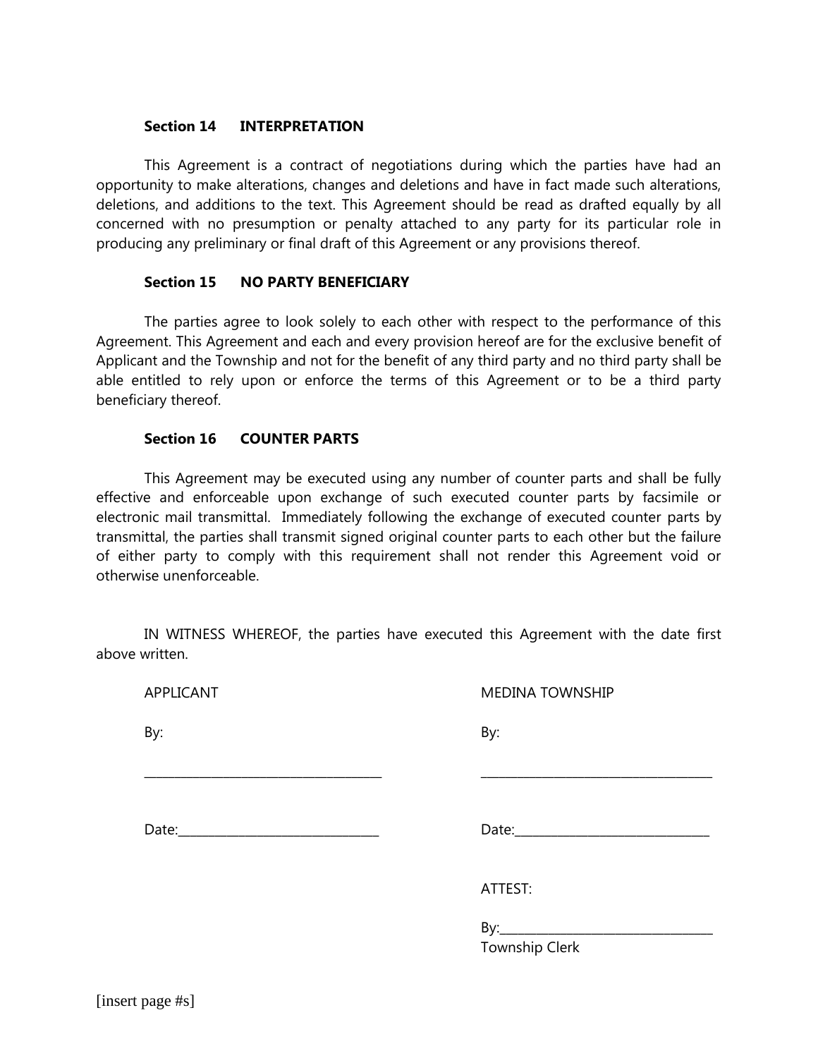**Section 14 INTERPRETATION**

This Agreement is a contract of negotiations during which the parties have had an opportunity to make alterations, changes and deletions and have in fact made such alterations, deletions, and additions to the text. This Agreement should be read as drafted equally by all concerned with no presumption or penalty attached to any party for its particular role in producing any preliminary or final draft of this Agreement or any provisions thereof.

**Section 15 NO PARTY BENEFICIARY**

The parties agree to look solely to each other with respect to the performance of this Agreement. This Agreement and each and every provision hereof are for the exclusive benefit of Applicant and the Township and not for the benefit of any third party and no third party shall be able entitled to rely upon or enforce the terms of this Agreement or to be a third party beneficiary thereof.

**Section 16 COUNTER PARTS**

This Agreement may be executed using any number of counter parts and shall be fully effective and enforceable upon exchange of such executed counter parts by facsimile or electronic mail transmittal. Immediately following the exchange of executed counter parts by transmittal, the parties shall transmit signed original counter parts to each other but the failure of either party to comply with this requirement shall not render this Agreement void or otherwise unenforceable.

IN WITNESS WHEREOF, the parties have executed this Agreement with the date first above written.

| APPLICANT | MEDINA TOWNSHIP |
|---|---|
| By: | By: |
| ______________________________ | ______________________________ |
| Date:__________________________ | Date:__________________________ |
| | ATTEST: |
| | By:____________________________ |
| | Township Clerk |

[insert page #s]